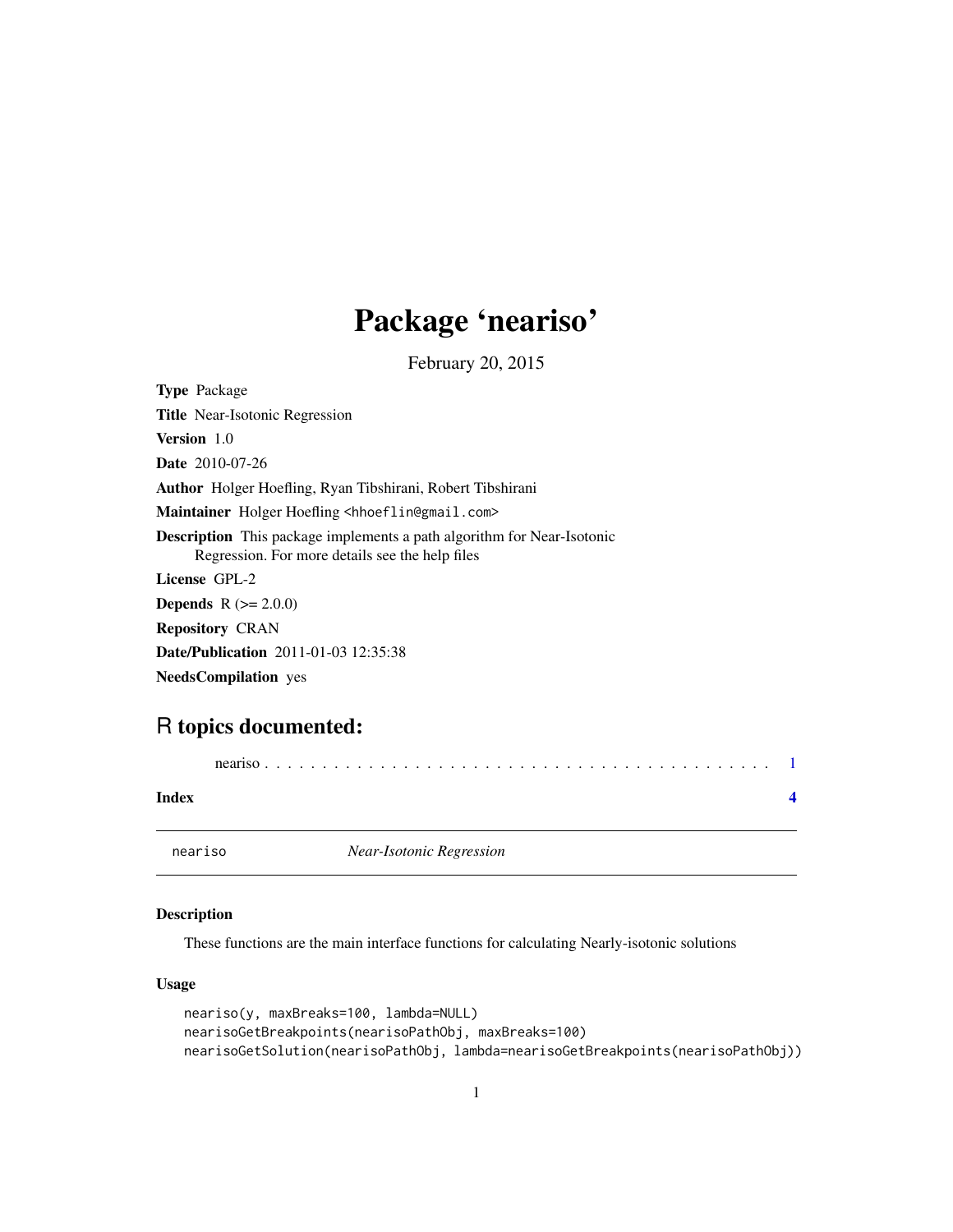# Package 'neariso'

February 20, 2015

**Type** Package

**Title** Near-Isotonic Regression

**Version** 1.0

**Date** 2010-07-26

**Author** Holger Hoefling, Ryan Tibshirani, Robert Tibshirani

**Maintainer** Holger Hoefling <hhoeflin@gmail.com>

**Description** This package implements a path algorithm for Near-Isotonic Regression. For more details see the help files

**License** GPL-2

**Depends** R (>= 2.0.0)

**Repository** CRAN

**Date/Publication** 2011-01-03 12:35:38

**NeedsCompilation** yes

## R topics documented:

neariso . . . . . . . . . . . . . . . . . . . . . . . . . . . . . . . . . . . . . . . . . . 1

**Index** **4**

---

neariso *Near-Isotonic Regression*

---

### Description

These functions are the main interface functions for calculating Nearly-isotonic solutions

### Usage

```
neariso(y, maxBreaks=100, lambda=NULL)
nearisoGetBreakpoints(nearisoPathObj, maxBreaks=100)
nearisoGetSolution(nearisoPathObj, lambda=nearisoGetBreakpoints(nearisoPathObj))
```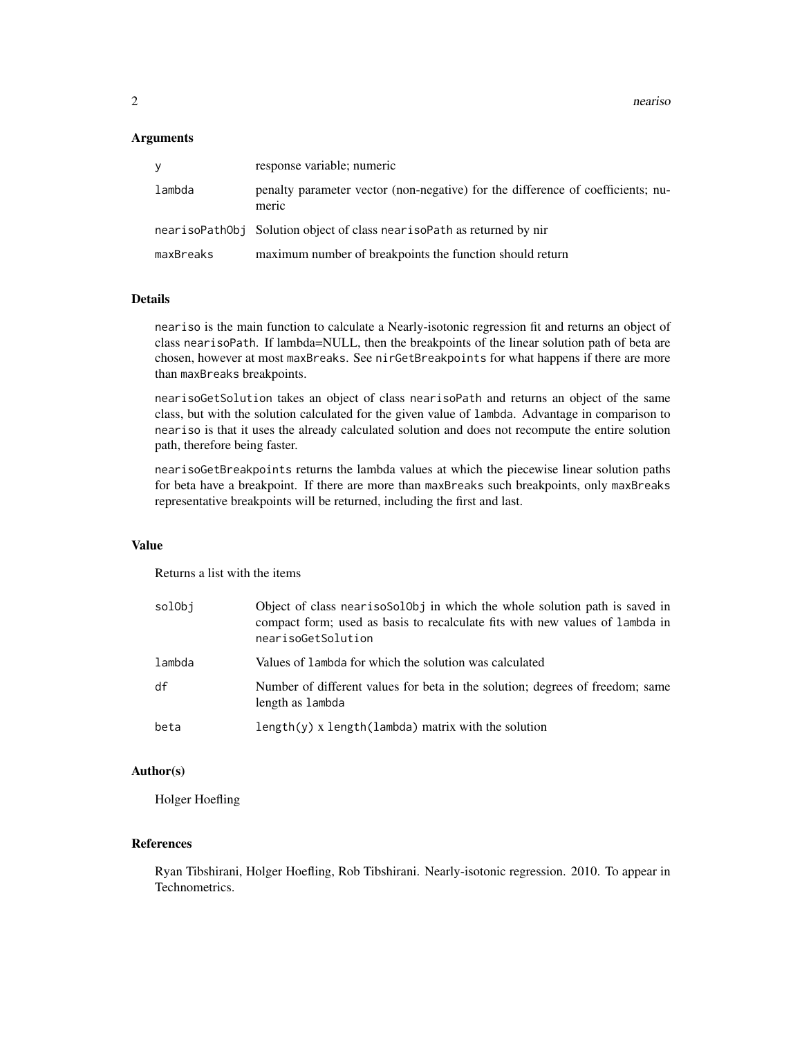## Arguments

| | |
|---|---|
| `y` | response variable; numeric |
| `lambda` | penalty parameter vector (non-negative) for the difference of coefficients; numeric |
| `nearisoPathObj` | Solution object of class `nearisoPath` as returned by nir |
| `maxBreaks` | maximum number of breakpoints the function should return |

## Details

`neariso` is the main function to calculate a Nearly-isotonic regression fit and returns an object of class nearisoPath. If lambda=NULL, then the breakpoints of the linear solution path of beta are chosen, however at most `maxBreaks`. See `nirGetBreakpoints` for what happens if there are more than `maxBreaks` breakpoints.

`nearisoGetSolution` takes an object of class nearisoPath and returns an object of the same class, but with the solution calculated for the given value of `lambda`. Advantage in comparison to `neariso` is that it uses the already calculated solution and does not recompute the entire solution path, therefore being faster.

`nearisoGetBreakpoints` returns the lambda values at which the piecewise linear solution paths for beta have a breakpoint. If there are more than `maxBreaks` such breakpoints, only `maxBreaks` representative breakpoints will be returned, including the first and last.

## Value

Returns a list with the items

| | |
|---|---|
| `solObj` | Object of class `nearisoSolObj` in which the whole solution path is saved in compact form; used as basis to recalculate fits with new values of `lambda` in `nearisoGetSolution` |
| `lambda` | Values of `lambda` for which the solution was calculated |
| `df` | Number of different values for beta in the solution; degrees of freedom; same length as `lambda` |
| `beta` | `length(y)` x `length(lambda)` matrix with the solution |

## Author(s)

Holger Hoefling

## References

Ryan Tibshirani, Holger Hoefling, Rob Tibshirani. Nearly-isotonic regression. 2010. To appear in Technometrics.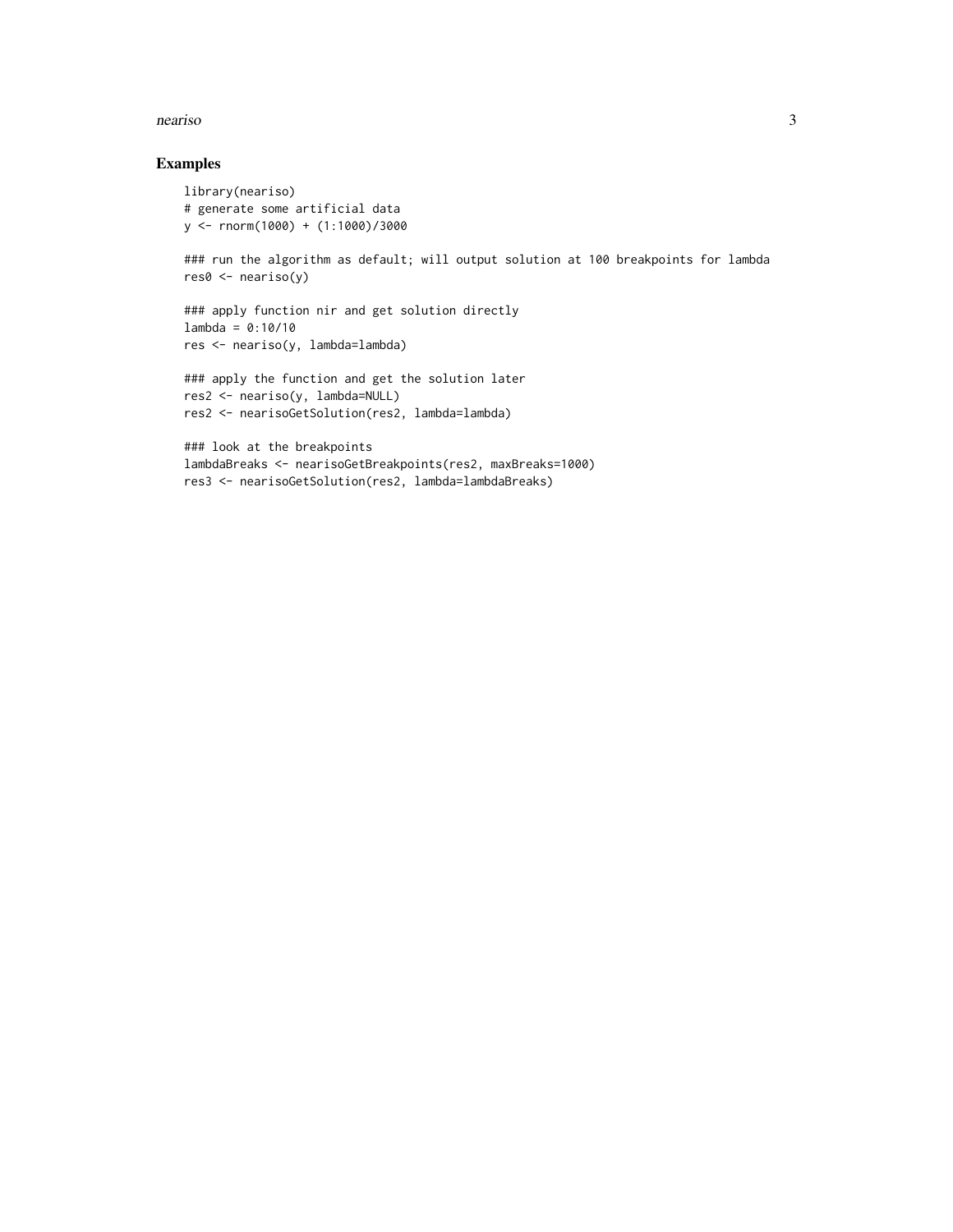## Examples

```
library(neariso)
# generate some artificial data
y <- rnorm(1000) + (1:1000)/3000

### run the algorithm as default; will output solution at 100 breakpoints for lambda
res0 <- neariso(y)

### apply function nir and get solution directly
lambda = 0:10/10
res <- neariso(y, lambda=lambda)

### apply the function and get the solution later
res2 <- neariso(y, lambda=NULL)
res2 <- nearisoGetSolution(res2, lambda=lambda)

### look at the breakpoints
lambdaBreaks <- nearisoGetBreakpoints(res2, maxBreaks=1000)
res3 <- nearisoGetSolution(res2, lambda=lambdaBreaks)
```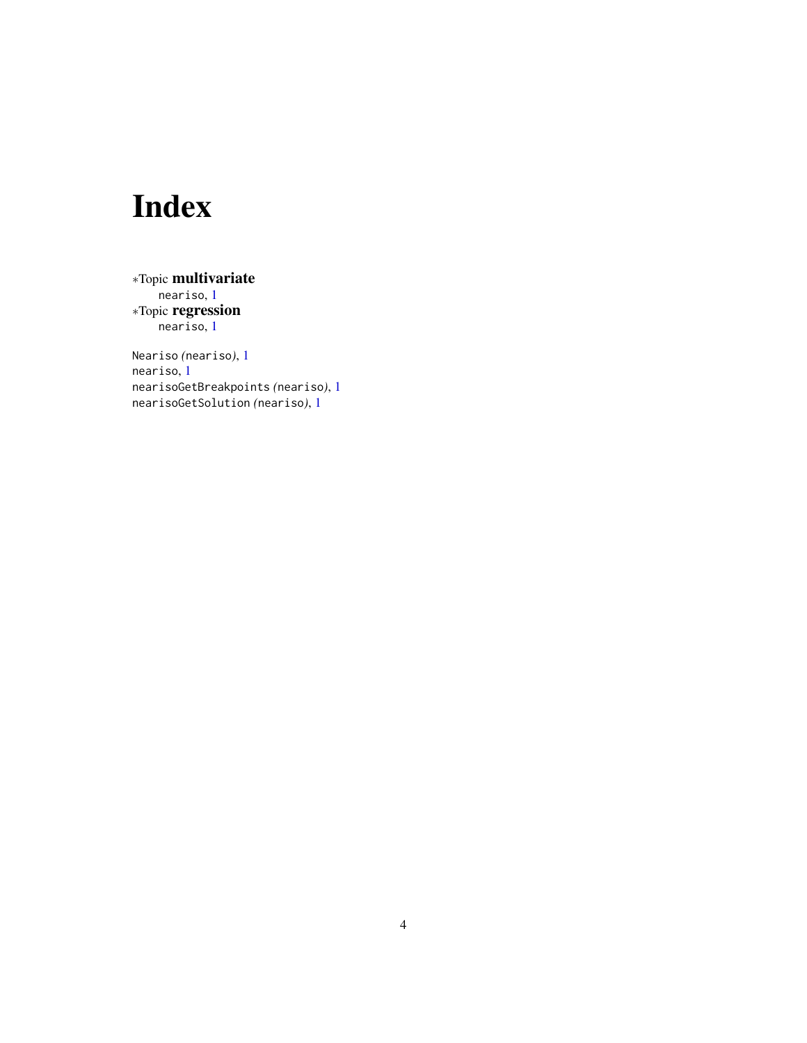# Index

*Topic **multivariate**
  neariso, 1

*Topic **regression**
  neariso, 1

Neariso *(neariso)*, 1
neariso, 1
nearisoGetBreakpoints *(neariso)*, 1
nearisoGetSolution *(neariso)*, 1